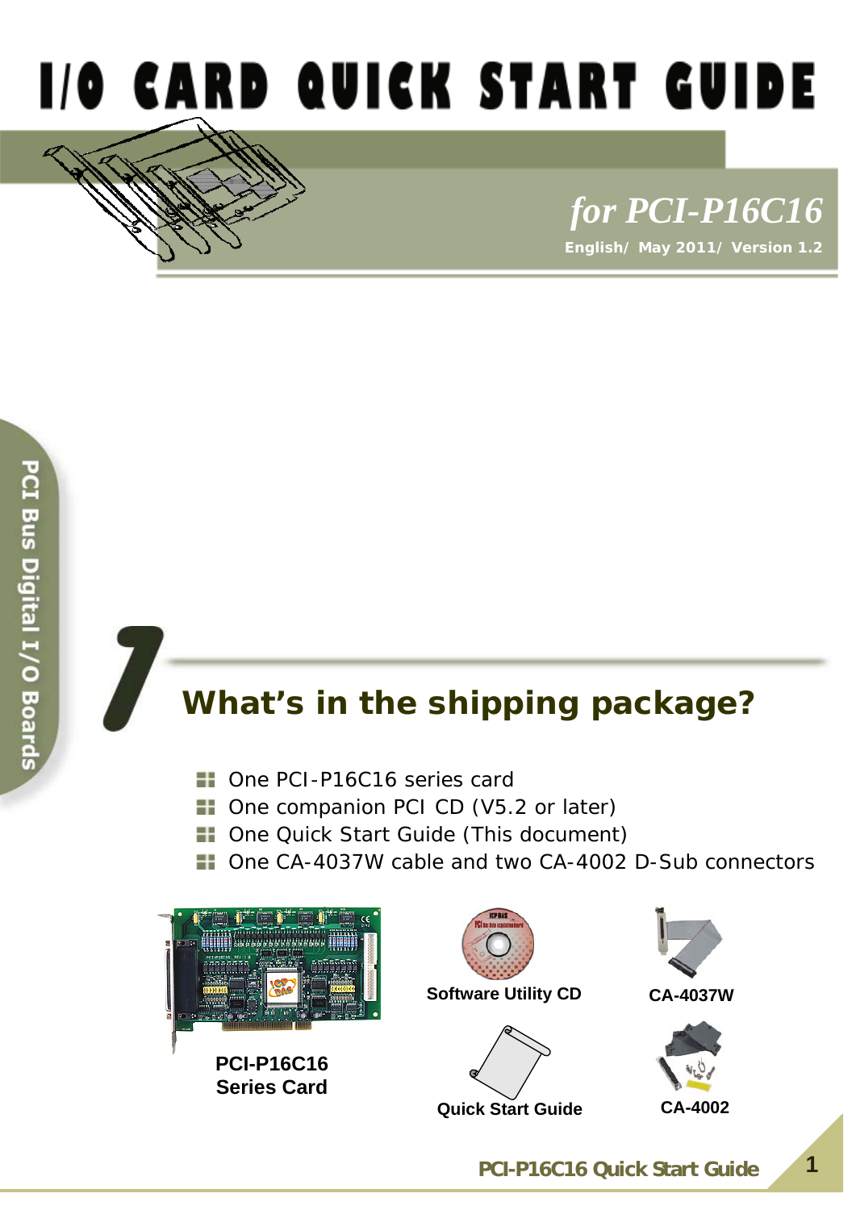# I/O CARD QUICK START GUIDE

## *for PCI-P16C16*

**English/ May 2011/ Version 1.2**

PCI Bus Digital I/O Boards

## 1 What's in the shipping package?

- One PCI-P16C16 series card
- One companion PCI CD (V5.2 or later)
- One Quick Start Guide (This document)
- One CA-4037W cable and two CA-4002 D-Sub connectors

**PCI-P16C16 Series Card**

**Software Utility CD**

**CA-4037W**

**Quick Start Guide**

**CA-4002**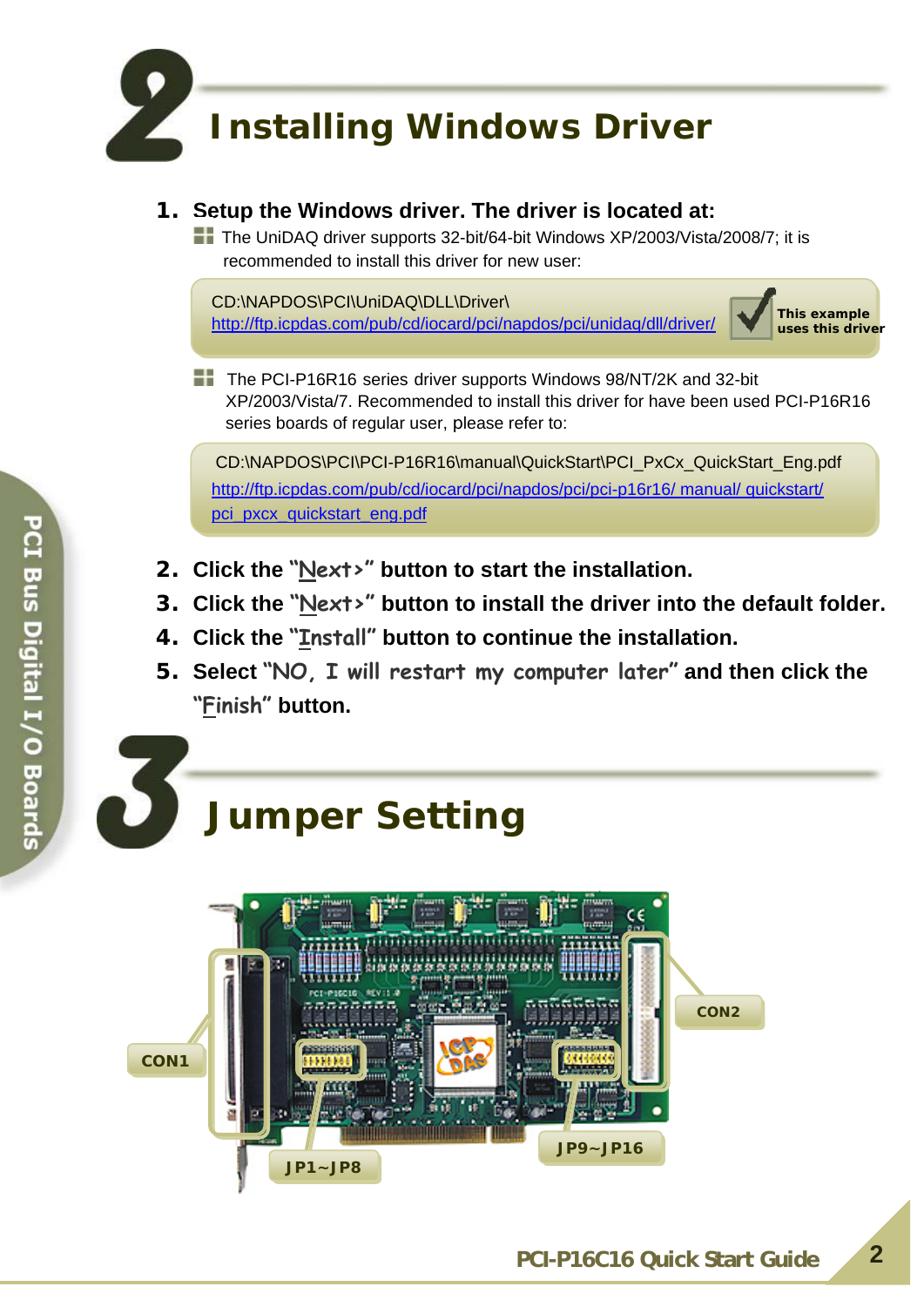# 2 Installing Windows Driver

1. **Setup the Windows driver. The driver is located at:**
   - The UniDAQ driver supports 32-bit/64-bit Windows XP/2003/Vista/2008/7; it is recommended to install this driver for new user:

     CD:\NAPDOS\PCI\UniDAQ\DLL\Driver\
     http://ftp.icpdas.com/pub/cd/iocard/pci/napdos/pci/unidaq/dll/driver/

     **This example uses this driver**

   - The PCI-P16R16 series driver supports Windows 98/NT/2K and 32-bit XP/2003/Vista/7. Recommended to install this driver for have been used PCI-P16R16 series boards of regular user, please refer to:

     CD:\NAPDOS\PCI\PCI-P16R16\manual\QuickStart\PCI_PxCx_QuickStart_Eng.pdf
     http://ftp.icpdas.com/pub/cd/iocard/pci/napdos/pci/pci-p16r16/ manual/ quickstart/ pci_pxcx_quickstart_eng.pdf

2. **Click the "Next>" button to start the installation.**
3. **Click the "Next>" button to install the driver into the default folder.**
4. **Click the "Install" button to continue the installation.**
5. **Select "NO, I will restart my computer later" and then click the "Finish" button.**

# 3 Jumper Setting

CON1 | JP1~JP8 | JP9~JP16 | CON2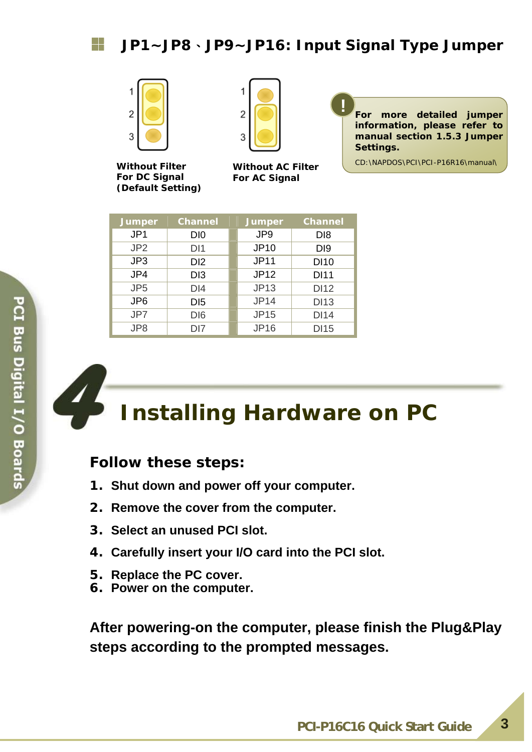## JP1~JP8、JP9~JP16: Input Signal Type Jumper

1
2
3

**Without Filter**
**For DC Signal**
**(Default Setting)**

1
2
3

**Without AC Filter**
**For AC Signal**

**For more detailed jumper information, please refer to manual section 1.5.3 Jumper Settings.**

CD:\NAPDOS\PCI\PCI-P16R16\manual\

| Jumper | Channel | Jumper | Channel |
|---|---|---|---|
| JP1 | DI0 | JP9 | DI8 |
| JP2 | DI1 | JP10 | DI9 |
| JP3 | DI2 | JP11 | DI10 |
| JP4 | DI3 | JP12 | DI11 |
| JP5 | DI4 | JP13 | DI12 |
| JP6 | DI5 | JP14 | DI13 |
| JP7 | DI6 | JP15 | DI14 |
| JP8 | DI7 | JP16 | DI15 |

# 4 Installing Hardware on PC

### Follow these steps:

1. Shut down and power off your computer.
2. Remove the cover from the computer.
3. Select an unused PCI slot.
4. Carefully insert your I/O card into the PCI slot.
5. Replace the PC cover.
6. Power on the computer.

**After powering-on the computer, please finish the Plug&Play steps according to the prompted messages.**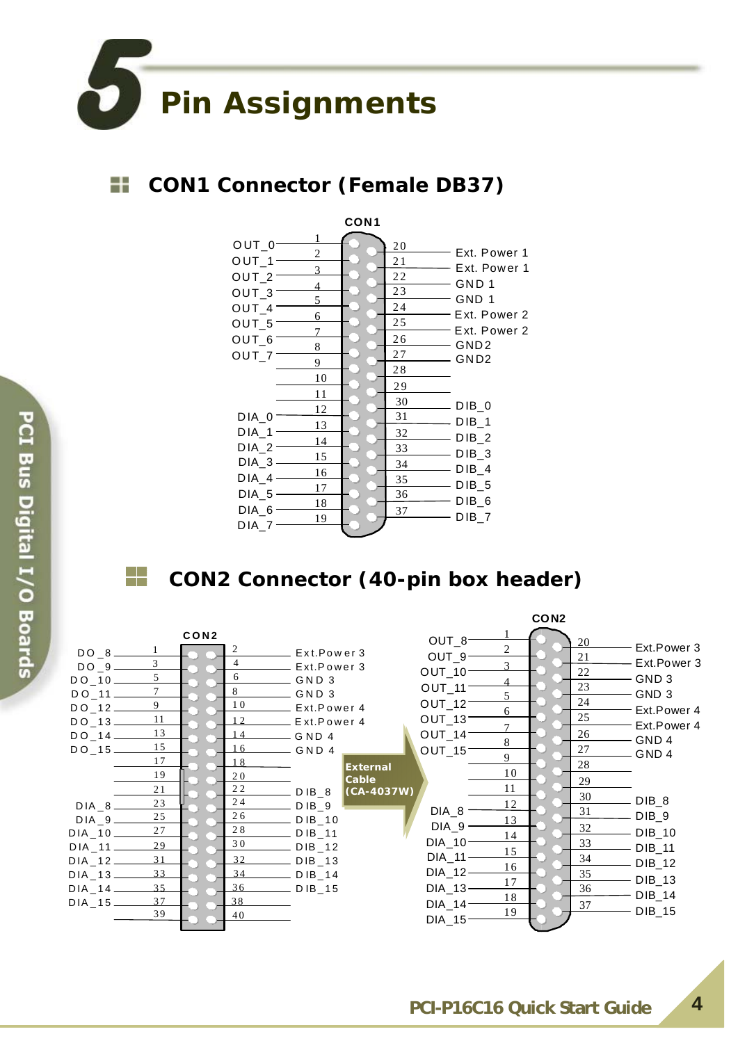# 5 Pin Assignments

## CON1 Connector (Female DB37)

**CON1**

| Signal | Pin | Pin | Signal |
|---|---|---|---|
| OUT_0 | 1 | 20 | Ext. Power 1 |
| OUT_1 | 2 | 21 | Ext. Power 1 |
| OUT_2 | 3 | 22 | GND 1 |
| OUT_3 | 4 | 23 | GND 1 |
| OUT_4 | 5 | 24 | Ext. Power 2 |
| OUT_5 | 6 | 25 | Ext. Power 2 |
| OUT_6 | 7 | 26 | GND2 |
| OUT_7 | 8 | 27 | GND2 |
| | 9 | 28 | |
| | 10 | 29 | |
| | 11 | 30 | DIB_0 |
| DIA_0 | 12 | 31 | DIB_1 |
| DIA_1 | 13 | 32 | DIB_2 |
| DIA_2 | 14 | 33 | DIB_3 |
| DIA_3 | 15 | 34 | DIB_4 |
| DIA_4 | 16 | 35 | DIB_5 |
| DIA_5 | 17 | 36 | DIB_6 |
| DIA_6 | 18 | 37 | DIB_7 |
| DIA_7 | 19 | | |

## CON2 Connector (40-pin box header)

**CON2**

| Signal | Pin | Pin | Signal |
|---|---|---|---|
| DO_8 | 1 | 2 | Ext.Power 3 |
| DO_9 | 3 | 4 | Ext.Power 3 |
| DO_10 | 5 | 6 | GND 3 |
| DO_11 | 7 | 8 | GND 3 |
| DO_12 | 9 | 10 | Ext.Power 4 |
| DO_13 | 11 | 12 | Ext.Power 4 |
| DO_14 | 13 | 14 | GND 4 |
| DO_15 | 15 | 16 | GND 4 |
| | 17 | 18 | |
| | 19 | 20 | |
| | 21 | 22 | DIB_8 |
| DIA_8 | 23 | 24 | DIB_9 |
| DIA_9 | 25 | 26 | DIB_10 |
| DIA_10 | 27 | 28 | DIB_11 |
| DIA_11 | 29 | 30 | DIB_12 |
| DIA_12 | 31 | 32 | DIB_13 |
| DIA_13 | 33 | 34 | DIB_14 |
| DIA_14 | 35 | 36 | DIB_15 |
| DIA_15 | 37 | 38 | |
| | 39 | 40 | |

External Cable (CA-4037W)

**CON2**

| Signal | Pin | Pin | Signal |
|---|---|---|---|
| OUT_8 | 1 | 20 | Ext.Power 3 |
| OUT_9 | 2 | 21 | Ext.Power 3 |
| OUT_10 | 3 | 22 | GND 3 |
| OUT_11 | 4 | 23 | GND 3 |
| OUT_12 | 5 | 24 | Ext.Power 4 |
| OUT_13 | 6 | 25 | Ext.Power 4 |
| OUT_14 | 7 | 26 | GND 4 |
| OUT_15 | 8 | 27 | GND 4 |
| | 9 | 28 | |
| | 10 | 29 | |
| | 11 | 30 | DIB_8 |
| DIA_8 | 12 | 31 | DIB_9 |
| DIA_9 | 13 | 32 | DIB_10 |
| DIA_10 | 14 | 33 | DIB_11 |
| DIA_11 | 15 | 34 | DIB_12 |
| DIA_12 | 16 | 35 | DIB_13 |
| DIA_13 | 17 | 36 | DIB_14 |
| DIA_14 | 18 | 37 | DIB_15 |
| DIA_15 | 19 | | |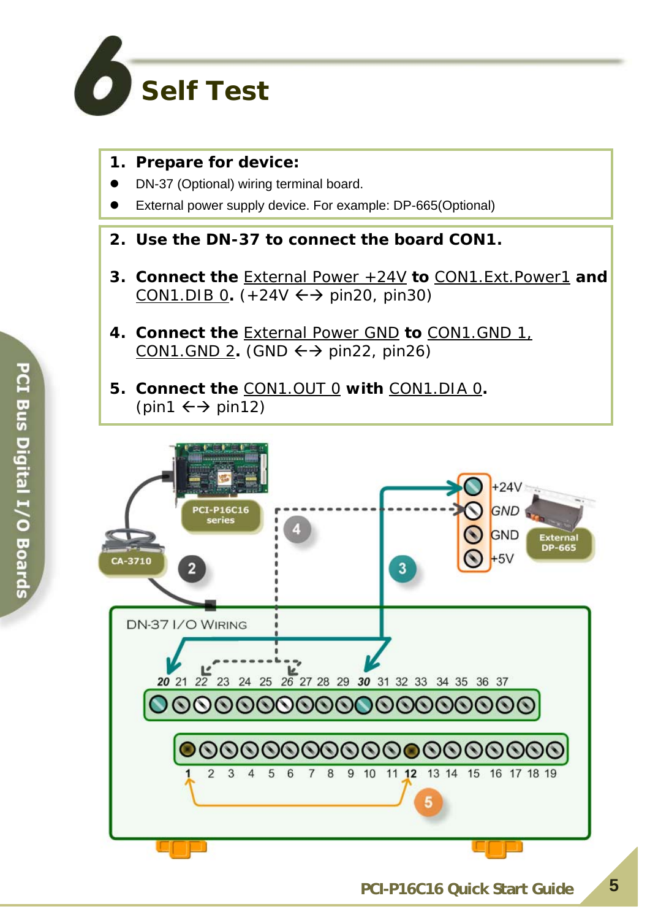# 6 Self Test

1. **Prepare for device:**
   - DN-37 (Optional) wiring terminal board.
   - External power supply device. For example: DP-665(Optional)

2. **Use the DN-37 to connect the board CON1.**

3. **Connect the** External Power +24V **to** CON1.Ext.Power1 **and** CON1.DIB 0**.** (+24V ←→ pin20, pin30)

4. **Connect the** External Power GND **to** CON1.GND 1, CON1.GND 2**.** (GND ←→ pin22, pin26)

5. **Connect the** CON1.OUT 0 **with** CON1.DIA 0**.** (pin1 ←→ pin12)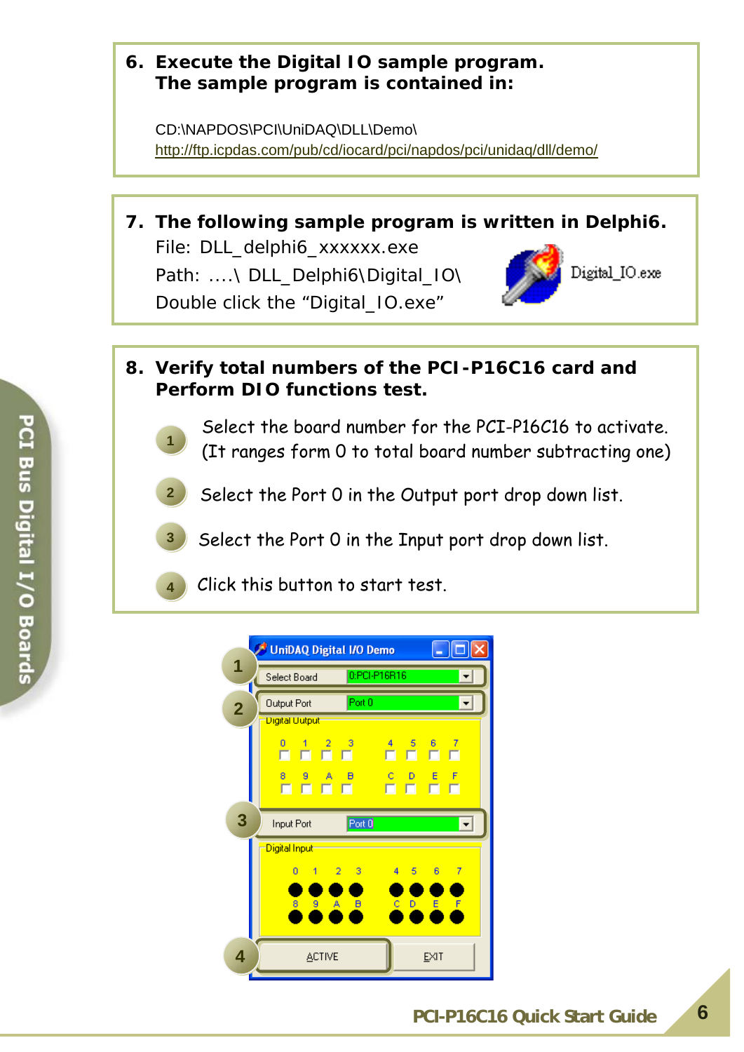## 6. Execute the Digital IO sample program. The sample program is contained in:

CD:\NAPDOS\PCI\UniDAQ\DLL\Demo\
http://ftp.icpdas.com/pub/cd/iocard/pci/napdos/pci/unidaq/dll/demo/

## 7. The following sample program is written in Delphi6.

File: DLL_delphi6_xxxxxx.exe
Path: ....\ DLL_Delphi6\Digital_IO\
Double click the "Digital_IO.exe"

Digital_IO.exe

## 8. Verify total numbers of the PCI-P16C16 card and Perform DIO functions test.

1. Select the board number for the PCI-P16C16 to activate. (It ranges form 0 to total board number subtracting one)
2. Select the Port 0 in the Output port drop down list.
3. Select the Port 0 in the Input port drop down list.
4. Click this button to start test.

UniDAQ Digital I/O Demo

Select Board: 0:PCI-P16R16
Output Port: Port 0
Digital Output: 0 1 2 3 4 5 6 7 8 9 A B C D E F
Input Port: Port 0
Digital Input: 0 1 2 3 4 5 6 7 8 9 A B C D E F
ACTIVE EXIT

PCI Bus Digital I/O Boards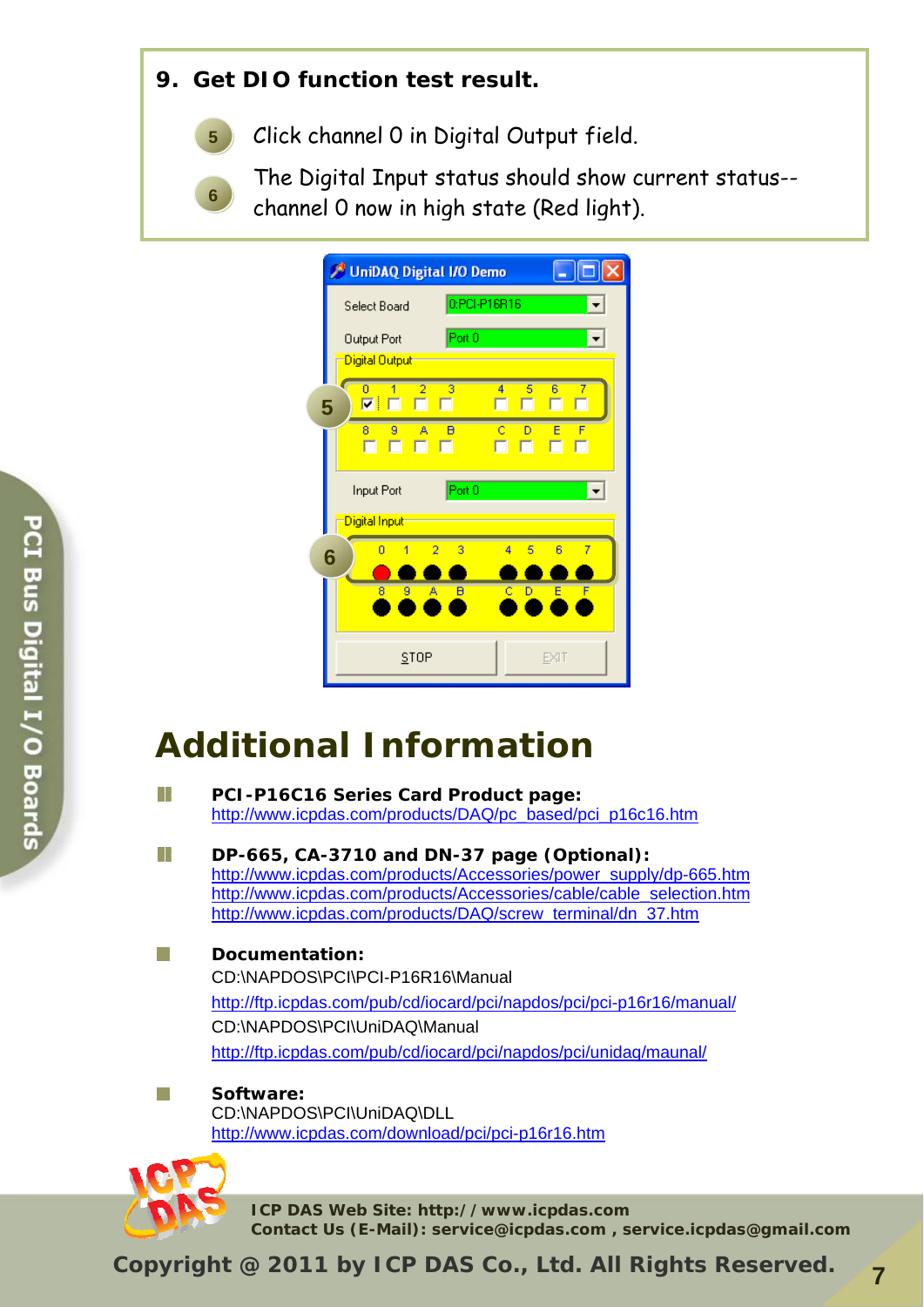## 9. Get DIO function test result.

5 Click channel 0 in Digital Output field.

6 The Digital Input status should show current status--channel 0 now in high state (Red light).

# Additional Information

- **PCI-P16C16 Series Card Product page:**
  http://www.icpdas.com/products/DAQ/pc_based/pci_p16c16.htm

- **DP-665, CA-3710 and DN-37 page (Optional):**
  http://www.icpdas.com/products/Accessories/power_supply/dp-665.htm
  http://www.icpdas.com/products/Accessories/cable/cable_selection.htm
  http://www.icpdas.com/products/DAQ/screw_terminal/dn_37.htm

- **Documentation:**
  CD:\NAPDOS\PCI\PCI-P16R16\Manual
  http://ftp.icpdas.com/pub/cd/iocard/pci/napdos/pci/pci-p16r16/manual/
  CD:\NAPDOS\PCI\UniDAQ\Manual
  http://ftp.icpdas.com/pub/cd/iocard/pci/napdos/pci/unidaq/maunal/

- **Software:**
  CD:\NAPDOS\PCI\UniDAQ\DLL
  http://www.icpdas.com/download/pci/pci-p16r16.htm

**ICP DAS Web Site: http://www.icpdas.com**
**Contact Us (E-Mail): service@icpdas.com , service.icpdas@gmail.com**

**Copyright @ 2011 by ICP DAS Co., Ltd. All Rights Reserved.**